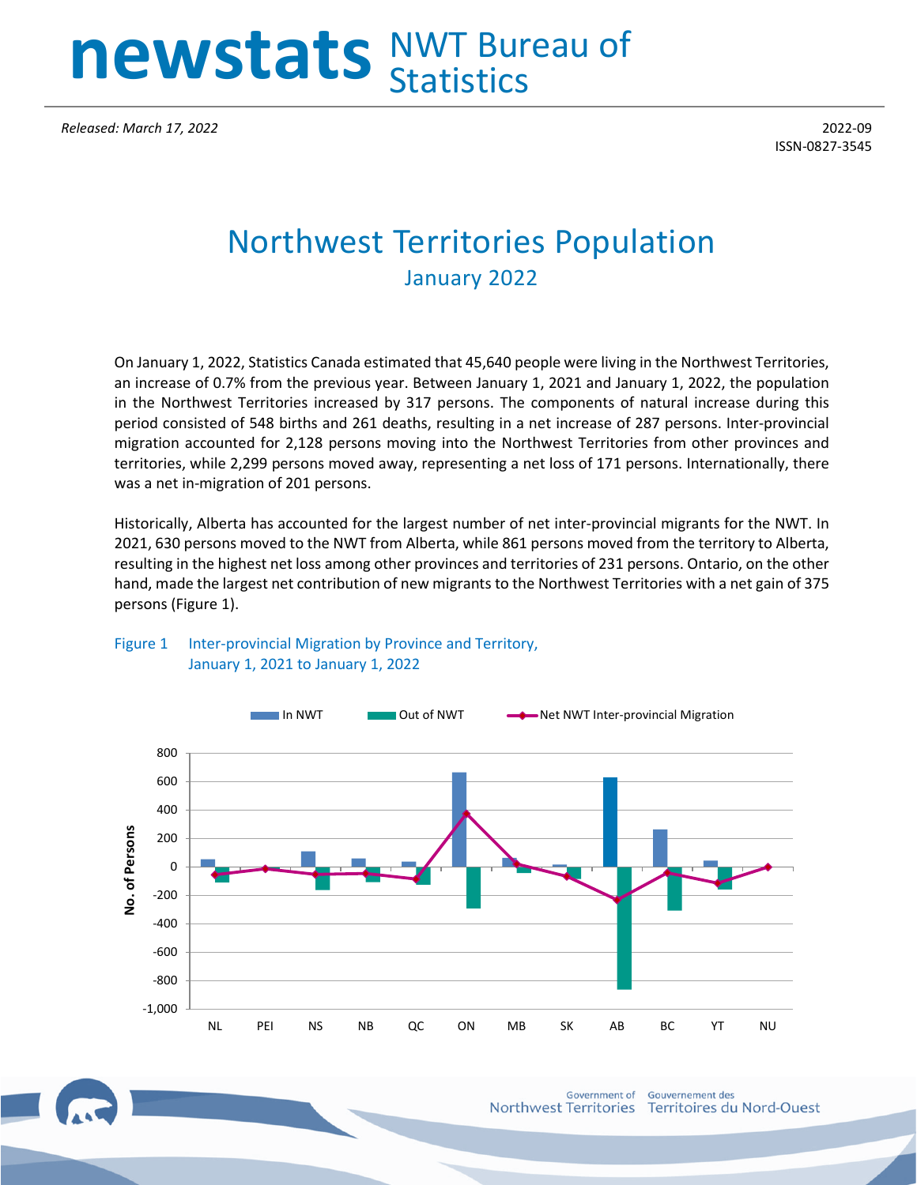# newstats NWT Bureau of Statistics

*Released: March 17, 2022*

2022-09
ISSN-0827-3545

# Northwest Territories Population

## January 2022

On January 1, 2022, Statistics Canada estimated that 45,640 people were living in the Northwest Territories, an increase of 0.7% from the previous year. Between January 1, 2021 and January 1, 2022, the population in the Northwest Territories increased by 317 persons. The components of natural increase during this period consisted of 548 births and 261 deaths, resulting in a net increase of 287 persons. Inter-provincial migration accounted for 2,128 persons moving into the Northwest Territories from other provinces and territories, while 2,299 persons moved away, representing a net loss of 171 persons. Internationally, there was a net in-migration of 201 persons.

Historically, Alberta has accounted for the largest number of net inter-provincial migrants for the NWT. In 2021, 630 persons moved to the NWT from Alberta, while 861 persons moved from the territory to Alberta, resulting in the highest net loss among other provinces and territories of 231 persons. Ontario, on the other hand, made the largest net contribution of new migrants to the Northwest Territories with a net gain of 375 persons (Figure 1).

Figure 1 Inter-provincial Migration by Province and Territory, January 1, 2021 to January 1, 2022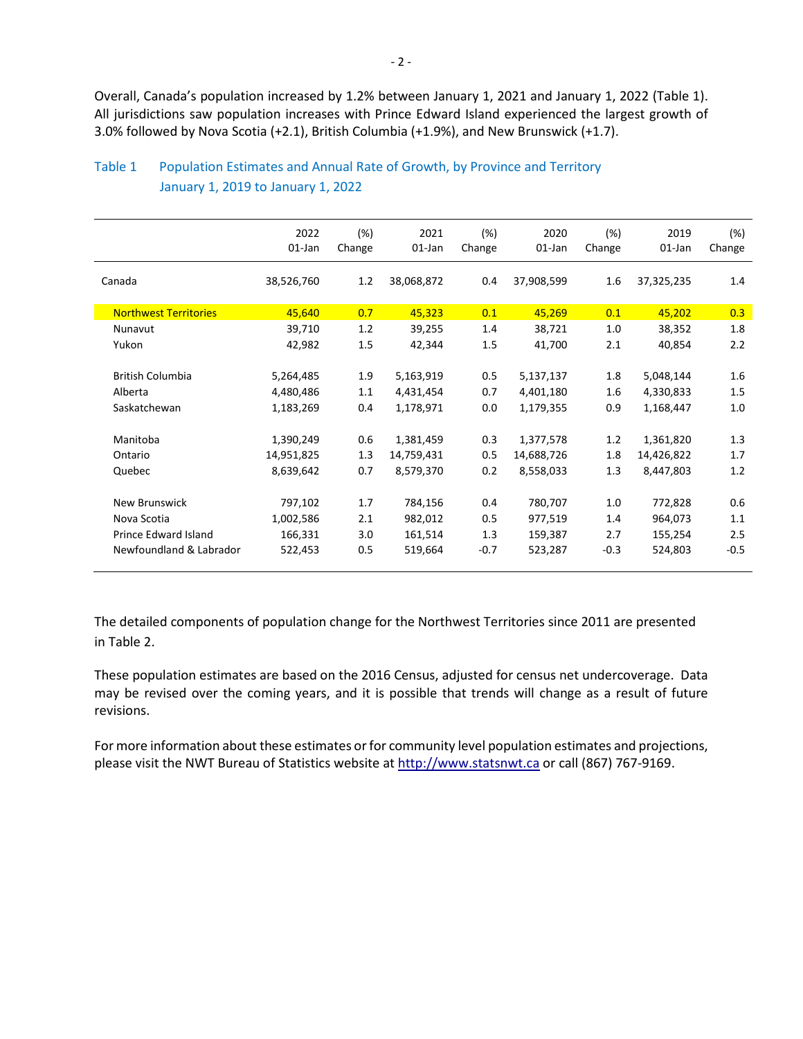Overall, Canada's population increased by 1.2% between January 1, 2021 and January 1, 2022 (Table 1). All jurisdictions saw population increases with Prince Edward Island experienced the largest growth of 3.0% followed by Nova Scotia (+2.1), British Columbia (+1.9%), and New Brunswick (+1.7).

Table 1 Population Estimates and Annual Rate of Growth, by Province and Territory January 1, 2019 to January 1, 2022

| | 2022 01-Jan | (%) Change | 2021 01-Jan | (%) Change | 2020 01-Jan | (%) Change | 2019 01-Jan | (%) Change |
|---|---|---|---|---|---|---|---|---|
| Canada | 38,526,760 | 1.2 | 38,068,872 | 0.4 | 37,908,599 | 1.6 | 37,325,235 | 1.4 |
| Northwest Territories | 45,640 | 0.7 | 45,323 | 0.1 | 45,269 | 0.1 | 45,202 | 0.3 |
| Nunavut | 39,710 | 1.2 | 39,255 | 1.4 | 38,721 | 1.0 | 38,352 | 1.8 |
| Yukon | 42,982 | 1.5 | 42,344 | 1.5 | 41,700 | 2.1 | 40,854 | 2.2 |
| British Columbia | 5,264,485 | 1.9 | 5,163,919 | 0.5 | 5,137,137 | 1.8 | 5,048,144 | 1.6 |
| Alberta | 4,480,486 | 1.1 | 4,431,454 | 0.7 | 4,401,180 | 1.6 | 4,330,833 | 1.5 |
| Saskatchewan | 1,183,269 | 0.4 | 1,178,971 | 0.0 | 1,179,355 | 0.9 | 1,168,447 | 1.0 |
| Manitoba | 1,390,249 | 0.6 | 1,381,459 | 0.3 | 1,377,578 | 1.2 | 1,361,820 | 1.3 |
| Ontario | 14,951,825 | 1.3 | 14,759,431 | 0.5 | 14,688,726 | 1.8 | 14,426,822 | 1.7 |
| Quebec | 8,639,642 | 0.7 | 8,579,370 | 0.2 | 8,558,033 | 1.3 | 8,447,803 | 1.2 |
| New Brunswick | 797,102 | 1.7 | 784,156 | 0.4 | 780,707 | 1.0 | 772,828 | 0.6 |
| Nova Scotia | 1,002,586 | 2.1 | 982,012 | 0.5 | 977,519 | 1.4 | 964,073 | 1.1 |
| Prince Edward Island | 166,331 | 3.0 | 161,514 | 1.3 | 159,387 | 2.7 | 155,254 | 2.5 |
| Newfoundland & Labrador | 522,453 | 0.5 | 519,664 | -0.7 | 523,287 | -0.3 | 524,803 | -0.5 |

The detailed components of population change for the Northwest Territories since 2011 are presented in Table 2.

These population estimates are based on the 2016 Census, adjusted for census net undercoverage. Data may be revised over the coming years, and it is possible that trends will change as a result of future revisions.

For more information about these estimates or for community level population estimates and projections, please visit the NWT Bureau of Statistics website at http://www.statsnwt.ca or call (867) 767-9169.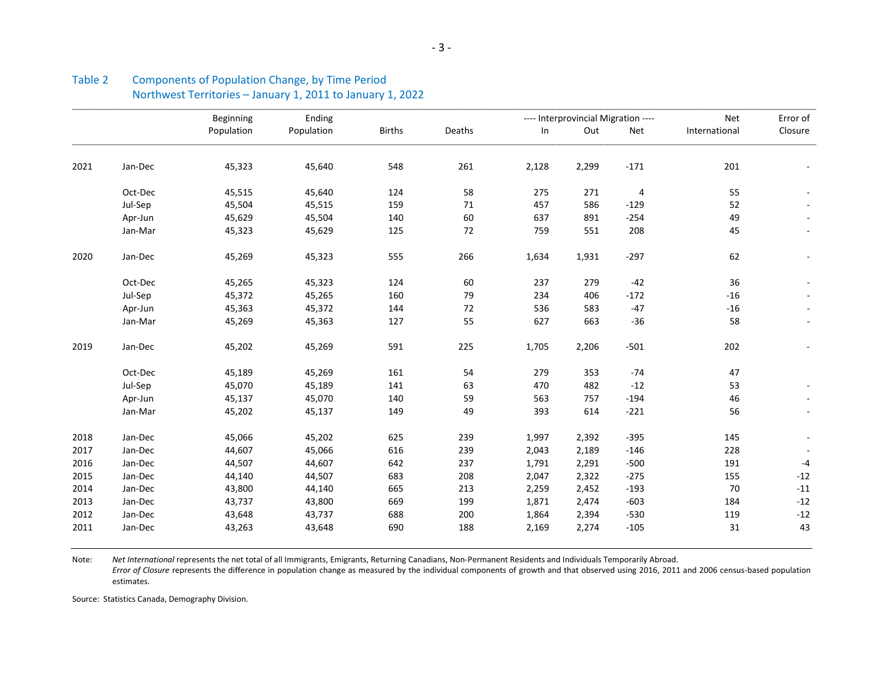Table 2 Components of Population Change, by Time Period
Northwest Territories – January 1, 2011 to January 1, 2022

| | | Beginning Population | Ending Population | Births | Deaths | ---- Interprovincial Migration ---- In | Out | Net | Net International | Error of Closure |
|---|---|---|---|---|---|---|---|---|---|---|
| 2021 | Jan-Dec | 45,323 | 45,640 | 548 | 261 | 2,128 | 2,299 | -171 | 201 | - |
| | Oct-Dec | 45,515 | 45,640 | 124 | 58 | 275 | 271 | 4 | 55 | - |
| | Jul-Sep | 45,504 | 45,515 | 159 | 71 | 457 | 586 | -129 | 52 | - |
| | Apr-Jun | 45,629 | 45,504 | 140 | 60 | 637 | 891 | -254 | 49 | - |
| | Jan-Mar | 45,323 | 45,629 | 125 | 72 | 759 | 551 | 208 | 45 | - |
| 2020 | Jan-Dec | 45,269 | 45,323 | 555 | 266 | 1,634 | 1,931 | -297 | 62 | - |
| | Oct-Dec | 45,265 | 45,323 | 124 | 60 | 237 | 279 | -42 | 36 | - |
| | Jul-Sep | 45,372 | 45,265 | 160 | 79 | 234 | 406 | -172 | -16 | - |
| | Apr-Jun | 45,363 | 45,372 | 144 | 72 | 536 | 583 | -47 | -16 | - |
| | Jan-Mar | 45,269 | 45,363 | 127 | 55 | 627 | 663 | -36 | 58 | - |
| 2019 | Jan-Dec | 45,202 | 45,269 | 591 | 225 | 1,705 | 2,206 | -501 | 202 | - |
| | Oct-Dec | 45,189 | 45,269 | 161 | 54 | 279 | 353 | -74 | 47 | |
| | Jul-Sep | 45,070 | 45,189 | 141 | 63 | 470 | 482 | -12 | 53 | - |
| | Apr-Jun | 45,137 | 45,070 | 140 | 59 | 563 | 757 | -194 | 46 | - |
| | Jan-Mar | 45,202 | 45,137 | 149 | 49 | 393 | 614 | -221 | 56 | - |
| 2018 | Jan-Dec | 45,066 | 45,202 | 625 | 239 | 1,997 | 2,392 | -395 | 145 | - |
| 2017 | Jan-Dec | 44,607 | 45,066 | 616 | 239 | 2,043 | 2,189 | -146 | 228 | - |
| 2016 | Jan-Dec | 44,507 | 44,607 | 642 | 237 | 1,791 | 2,291 | -500 | 191 | -4 |
| 2015 | Jan-Dec | 44,140 | 44,507 | 683 | 208 | 2,047 | 2,322 | -275 | 155 | -12 |
| 2014 | Jan-Dec | 43,800 | 44,140 | 665 | 213 | 2,259 | 2,452 | -193 | 70 | -11 |
| 2013 | Jan-Dec | 43,737 | 43,800 | 669 | 199 | 1,871 | 2,474 | -603 | 184 | -12 |
| 2012 | Jan-Dec | 43,648 | 43,737 | 688 | 200 | 1,864 | 2,394 | -530 | 119 | -12 |
| 2011 | Jan-Dec | 43,263 | 43,648 | 690 | 188 | 2,169 | 2,274 | -105 | 31 | 43 |

Note: *Net International* represents the net total of all Immigrants, Emigrants, Returning Canadians, Non-Permanent Residents and Individuals Temporarily Abroad.
*Error of Closure* represents the difference in population change as measured by the individual components of growth and that observed using 2016, 2011 and 2006 census-based population estimates.

Source: Statistics Canada, Demography Division.